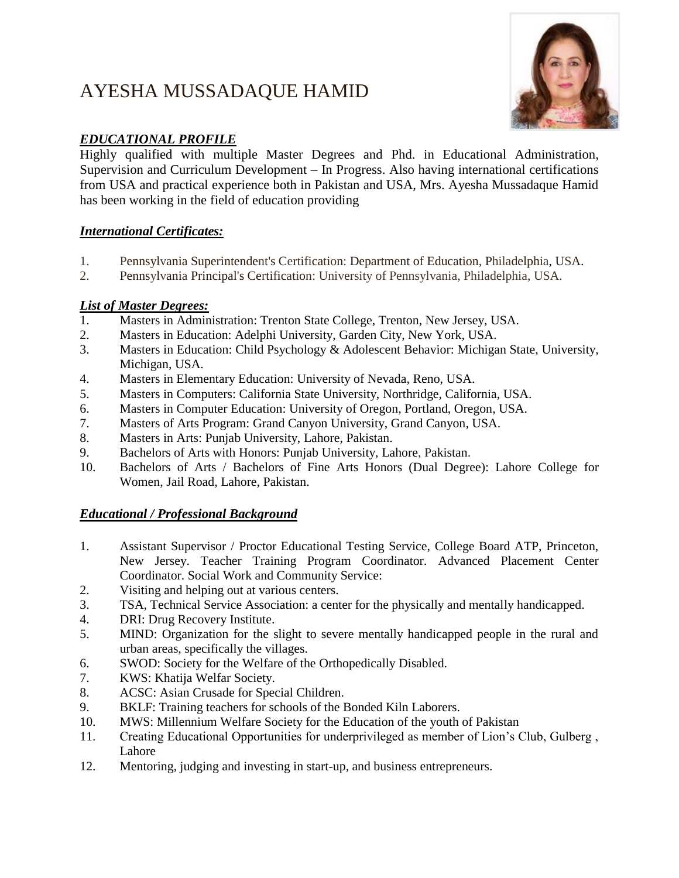# AYESHA MUSSADAQUE HAMID

## ***EDUCATIONAL PROFILE***

Highly qualified with multiple Master Degrees and Phd. in Educational Administration, Supervision and Curriculum Development – In Progress. Also having international certifications from USA and practical experience both in Pakistan and USA, Mrs. Ayesha Mussadaque Hamid has been working in the field of education providing

### ***International Certificates:***

1. Pennsylvania Superintendent's Certification: Department of Education, Philadelphia, USA.
2. Pennsylvania Principal's Certification: University of Pennsylvania, Philadelphia, USA.

### ***List of Master Degrees:***

1. Masters in Administration: Trenton State College, Trenton, New Jersey, USA.
2. Masters in Education: Adelphi University, Garden City, New York, USA.
3. Masters in Education: Child Psychology & Adolescent Behavior: Michigan State, University, Michigan, USA.
4. Masters in Elementary Education: University of Nevada, Reno, USA.
5. Masters in Computers: California State University, Northridge, California, USA.
6. Masters in Computer Education: University of Oregon, Portland, Oregon, USA.
7. Masters of Arts Program: Grand Canyon University, Grand Canyon, USA.
8. Masters in Arts: Punjab University, Lahore, Pakistan.
9. Bachelors of Arts with Honors: Punjab University, Lahore, Pakistan.
10. Bachelors of Arts / Bachelors of Fine Arts Honors (Dual Degree): Lahore College for Women, Jail Road, Lahore, Pakistan.

### ***Educational / Professional Background***

1. Assistant Supervisor / Proctor Educational Testing Service, College Board ATP, Princeton, New Jersey. Teacher Training Program Coordinator. Advanced Placement Center Coordinator. Social Work and Community Service:
2. Visiting and helping out at various centers.
3. TSA, Technical Service Association: a center for the physically and mentally handicapped.
4. DRI: Drug Recovery Institute.
5. MIND: Organization for the slight to severe mentally handicapped people in the rural and urban areas, specifically the villages.
6. SWOD: Society for the Welfare of the Orthopedically Disabled.
7. KWS: Khatija Welfar Society.
8. ACSC: Asian Crusade for Special Children.
9. BKLF: Training teachers for schools of the Bonded Kiln Laborers.
10. MWS: Millennium Welfare Society for the Education of the youth of Pakistan
11. Creating Educational Opportunities for underprivileged as member of Lion's Club, Gulberg , Lahore
12. Mentoring, judging and investing in start-up, and business entrepreneurs.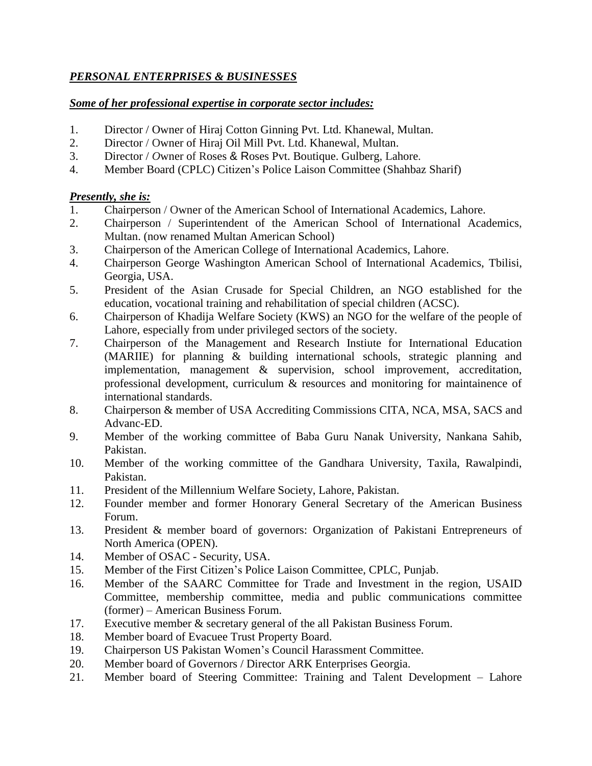## ***PERSONAL ENTERPRISES & BUSINESSES***

***Some of her professional expertise in corporate sector includes:***

1. Director / Owner of Hiraj Cotton Ginning Pvt. Ltd. Khanewal, Multan.
2. Director / Owner of Hiraj Oil Mill Pvt. Ltd. Khanewal, Multan.
3. Director / Owner of Roses & Roses Pvt. Boutique. Gulberg, Lahore.
4. Member Board (CPLC) Citizen's Police Laison Committee (Shahbaz Sharif)

***Presently, she is:***

1. Chairperson / Owner of the American School of International Academics, Lahore.
2. Chairperson / Superintendent of the American School of International Academics, Multan. (now renamed Multan American School)
3. Chairperson of the American College of International Academics, Lahore.
4. Chairperson George Washington American School of International Academics, Tbilisi, Georgia, USA.
5. President of the Asian Crusade for Special Children, an NGO established for the education, vocational training and rehabilitation of special children (ACSC).
6. Chairperson of Khadija Welfare Society (KWS) an NGO for the welfare of the people of Lahore, especially from under privileged sectors of the society.
7. Chairperson of the Management and Research Instiute for International Education (MARIIE) for planning & building international schools, strategic planning and implementation, management & supervision, school improvement, accreditation, professional development, curriculum & resources and monitoring for maintainence of international standards.
8. Chairperson & member of USA Accrediting Commissions CITA, NCA, MSA, SACS and Advanc-ED.
9. Member of the working committee of Baba Guru Nanak University, Nankana Sahib, Pakistan.
10. Member of the working committee of the Gandhara University, Taxila, Rawalpindi, Pakistan.
11. President of the Millennium Welfare Society, Lahore, Pakistan.
12. Founder member and former Honorary General Secretary of the American Business Forum.
13. President & member board of governors: Organization of Pakistani Entrepreneurs of North America (OPEN).
14. Member of OSAC - Security, USA.
15. Member of the First Citizen's Police Laison Committee, CPLC, Punjab.
16. Member of the SAARC Committee for Trade and Investment in the region, USAID Committee, membership committee, media and public communications committee (former) – American Business Forum.
17. Executive member & secretary general of the all Pakistan Business Forum.
18. Member board of Evacuee Trust Property Board.
19. Chairperson US Pakistan Women's Council Harassment Committee.
20. Member board of Governors / Director ARK Enterprises Georgia.
21. Member board of Steering Committee: Training and Talent Development – Lahore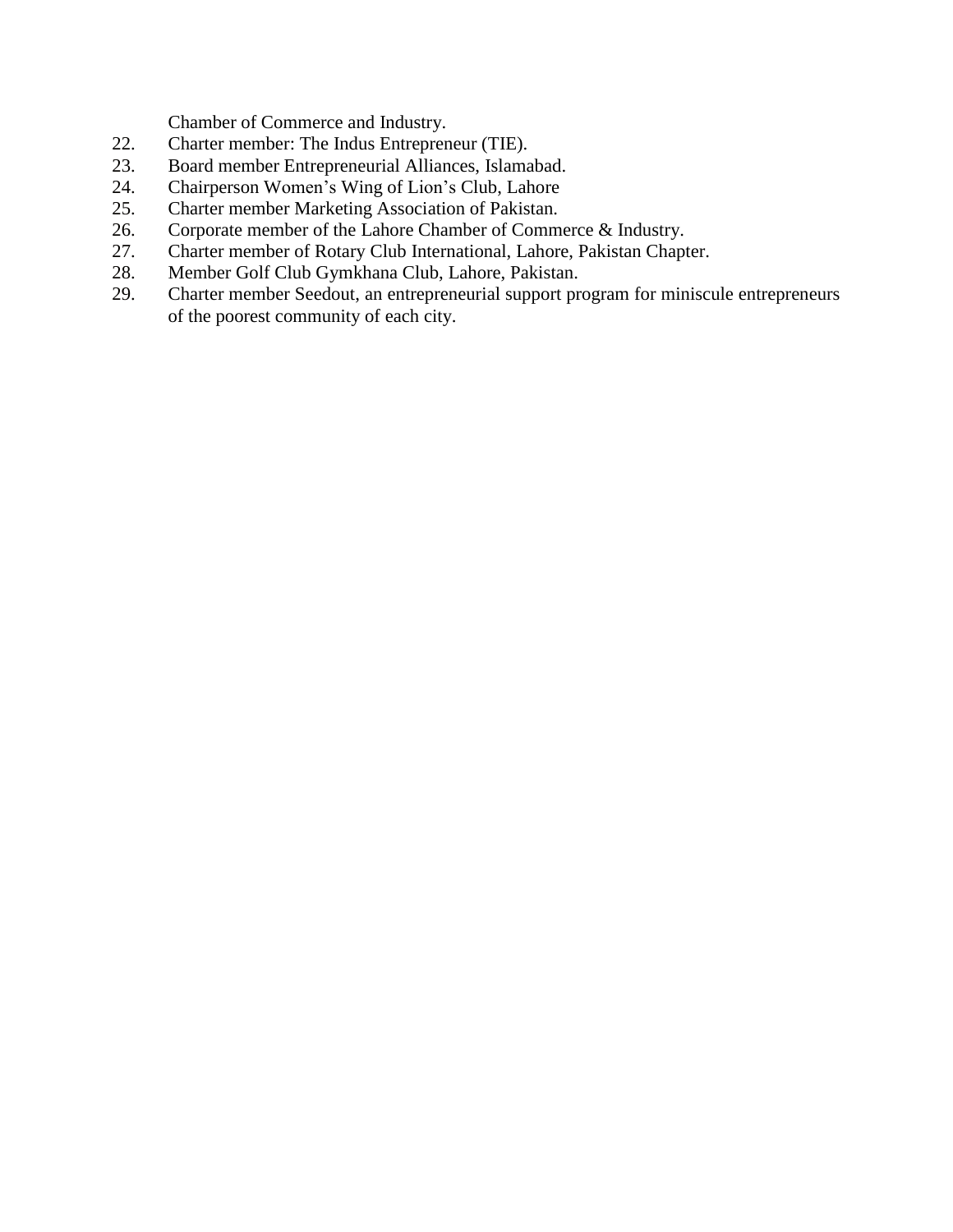Chamber of Commerce and Industry.

22. Charter member: The Indus Entrepreneur (TIE).
23. Board member Entrepreneurial Alliances, Islamabad.
24. Chairperson Women's Wing of Lion's Club, Lahore
25. Charter member Marketing Association of Pakistan.
26. Corporate member of the Lahore Chamber of Commerce & Industry.
27. Charter member of Rotary Club International, Lahore, Pakistan Chapter.
28. Member Golf Club Gymkhana Club, Lahore, Pakistan.
29. Charter member Seedout, an entrepreneurial support program for miniscule entrepreneurs of the poorest community of each city.